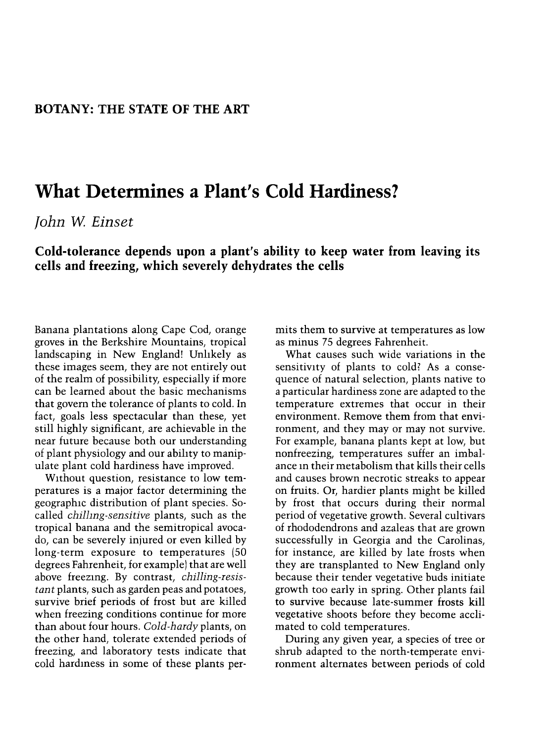**BOTANY: THE STATE OF THE ART**

# What Determines a Plant's Cold Hardiness?

*John W. Einset*

**Cold-tolerance depends upon a plant's ability to keep water from leaving its cells and freezing, which severely dehydrates the cells**

Banana plantations along Cape Cod, orange groves in the Berkshire Mountains, tropical landscaping in New England! Unlikely as these images seem, they are not entirely out of the realm of possibility, especially if more can be learned about the basic mechanisms that govern the tolerance of plants to cold. In fact, goals less spectacular than these, yet still highly significant, are achievable in the near future because both our understanding of plant physiology and our ability to manipulate plant cold hardiness have improved.

Without question, resistance to low temperatures is a major factor determining the geographic distribution of plant species. So-called *chilling-sensitive* plants, such as the tropical banana and the semitropical avocado, can be severely injured or even killed by long-term exposure to temperatures (50 degrees Fahrenheit, for example) that are well above freezing. By contrast, *chilling-resistant* plants, such as garden peas and potatoes, survive brief periods of frost but are killed when freezing conditions continue for more than about four hours. *Cold-hardy* plants, on the other hand, tolerate extended periods of freezing, and laboratory tests indicate that cold hardiness in some of these plants permits them to survive at temperatures as low as minus 75 degrees Fahrenheit.

What causes such wide variations in the sensitivity of plants to cold? As a consequence of natural selection, plants native to a particular hardiness zone are adapted to the temperature extremes that occur in their environment. Remove them from that environment, and they may or may not survive. For example, banana plants kept at low, but nonfreezing, temperatures suffer an imbalance in their metabolism that kills their cells and causes brown necrotic streaks to appear on fruits. Or, hardier plants might be killed by frost that occurs during their normal period of vegetative growth. Several cultivars of rhododendrons and azaleas that are grown successfully in Georgia and the Carolinas, for instance, are killed by late frosts when they are transplanted to New England only because their tender vegetative buds initiate growth too early in spring. Other plants fail to survive because late-summer frosts kill vegetative shoots before they become acclimated to cold temperatures.

During any given year, a species of tree or shrub adapted to the north-temperate environment alternates between periods of cold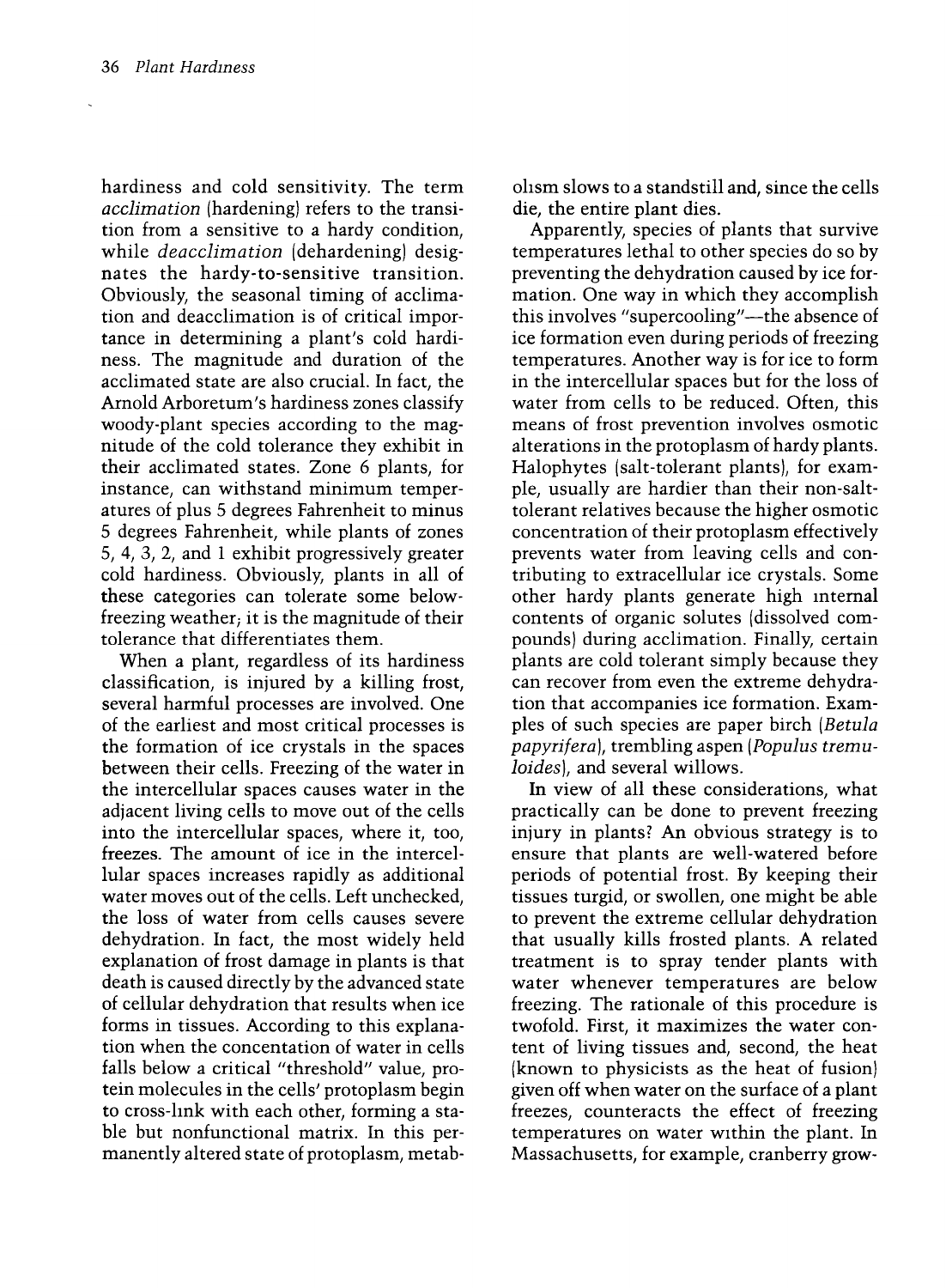hardiness and cold sensitivity. The term *acclimation* (hardening) refers to the transition from a sensitive to a hardy condition, while *deacclimation* (dehardening) designates the hardy-to-sensitive transition. Obviously, the seasonal timing of acclimation and deacclimation is of critical importance in determining a plant's cold hardiness. The magnitude and duration of the acclimated state are also crucial. In fact, the Arnold Arboretum's hardiness zones classify woody-plant species according to the magnitude of the cold tolerance they exhibit in their acclimated states. Zone 6 plants, for instance, can withstand minimum temperatures of plus 5 degrees Fahrenheit to minus 5 degrees Fahrenheit, while plants of zones 5, 4, 3, 2, and 1 exhibit progressively greater cold hardiness. Obviously, plants in all of these categories can tolerate some below-freezing weather; it is the magnitude of their tolerance that differentiates them.

When a plant, regardless of its hardiness classification, is injured by a killing frost, several harmful processes are involved. One of the earliest and most critical processes is the formation of ice crystals in the spaces between their cells. Freezing of the water in the intercellular spaces causes water in the adjacent living cells to move out of the cells into the intercellular spaces, where it, too, freezes. The amount of ice in the intercellular spaces increases rapidly as additional water moves out of the cells. Left unchecked, the loss of water from cells causes severe dehydration. In fact, the most widely held explanation of frost damage in plants is that death is caused directly by the advanced state of cellular dehydration that results when ice forms in tissues. According to this explanation when the concentation of water in cells falls below a critical "threshold" value, protein molecules in the cells' protoplasm begin to cross-link with each other, forming a stable but nonfunctional matrix. In this permanently altered state of protoplasm, metabolism slows to a standstill and, since the cells die, the entire plant dies.

Apparently, species of plants that survive temperatures lethal to other species do so by preventing the dehydration caused by ice formation. One way in which they accomplish this involves "supercooling"—the absence of ice formation even during periods of freezing temperatures. Another way is for ice to form in the intercellular spaces but for the loss of water from cells to be reduced. Often, this means of frost prevention involves osmotic alterations in the protoplasm of hardy plants. Halophytes (salt-tolerant plants), for example, usually are hardier than their non-salt-tolerant relatives because the higher osmotic concentration of their protoplasm effectively prevents water from leaving cells and contributing to extracellular ice crystals. Some other hardy plants generate high internal contents of organic solutes (dissolved compounds) during acclimation. Finally, certain plants are cold tolerant simply because they can recover from even the extreme dehydration that accompanies ice formation. Examples of such species are paper birch (*Betula papyrifera*), trembling aspen (*Populus tremuloides*), and several willows.

In view of all these considerations, what practically can be done to prevent freezing injury in plants? An obvious strategy is to ensure that plants are well-watered before periods of potential frost. By keeping their tissues turgid, or swollen, one might be able to prevent the extreme cellular dehydration that usually kills frosted plants. A related treatment is to spray tender plants with water whenever temperatures are below freezing. The rationale of this procedure is twofold. First, it maximizes the water content of living tissues and, second, the heat (known to physicists as the heat of fusion) given off when water on the surface of a plant freezes, counteracts the effect of freezing temperatures on water within the plant. In Massachusetts, for example, cranberry grow-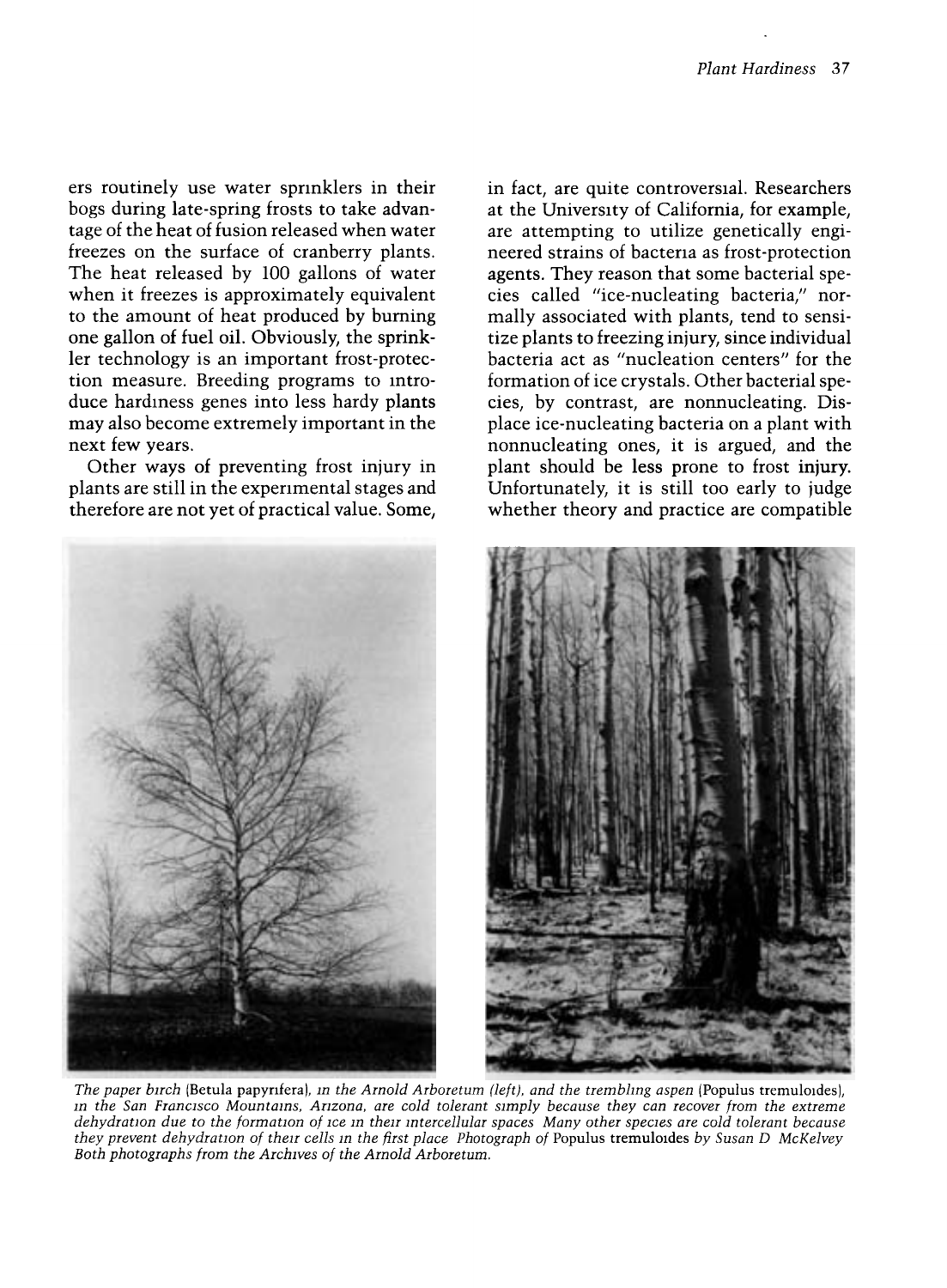ers routinely use water sprinklers in their bogs during late-spring frosts to take advantage of the heat of fusion released when water freezes on the surface of cranberry plants. The heat released by 100 gallons of water when it freezes is approximately equivalent to the amount of heat produced by burning one gallon of fuel oil. Obviously, the sprinkler technology is an important frost-protection measure. Breeding programs to introduce hardiness genes into less hardy plants may also become extremely important in the next few years.

Other ways of preventing frost injury in plants are still in the experimental stages and therefore are not yet of practical value. Some, in fact, are quite controversial. Researchers at the University of California, for example, are attempting to utilize genetically engineered strains of bacteria as frost-protection agents. They reason that some bacterial species called "ice-nucleating bacteria," normally associated with plants, tend to sensitize plants to freezing injury, since individual bacteria act as "nucleation centers" for the formation of ice crystals. Other bacterial species, by contrast, are nonnucleating. Displace ice-nucleating bacteria on a plant with nonnucleating ones, it is argued, and the plant should be less prone to frost injury. Unfortunately, it is still too early to judge whether theory and practice are compatible

*The paper birch* (Betula papyrifera), *in the Arnold Arboretum (left), and the trembling aspen* (Populus tremuloides), *in the San Francisco Mountains, Arizona, are cold tolerant simply because they can recover from the extreme dehydration due to the formation of ice in their intercellular spaces. Many other species are cold tolerant because they prevent dehydration of their cells in the first place. Photograph of* Populus tremuloides *by Susan D. McKelvey. Both photographs from the Archives of the Arnold Arboretum.*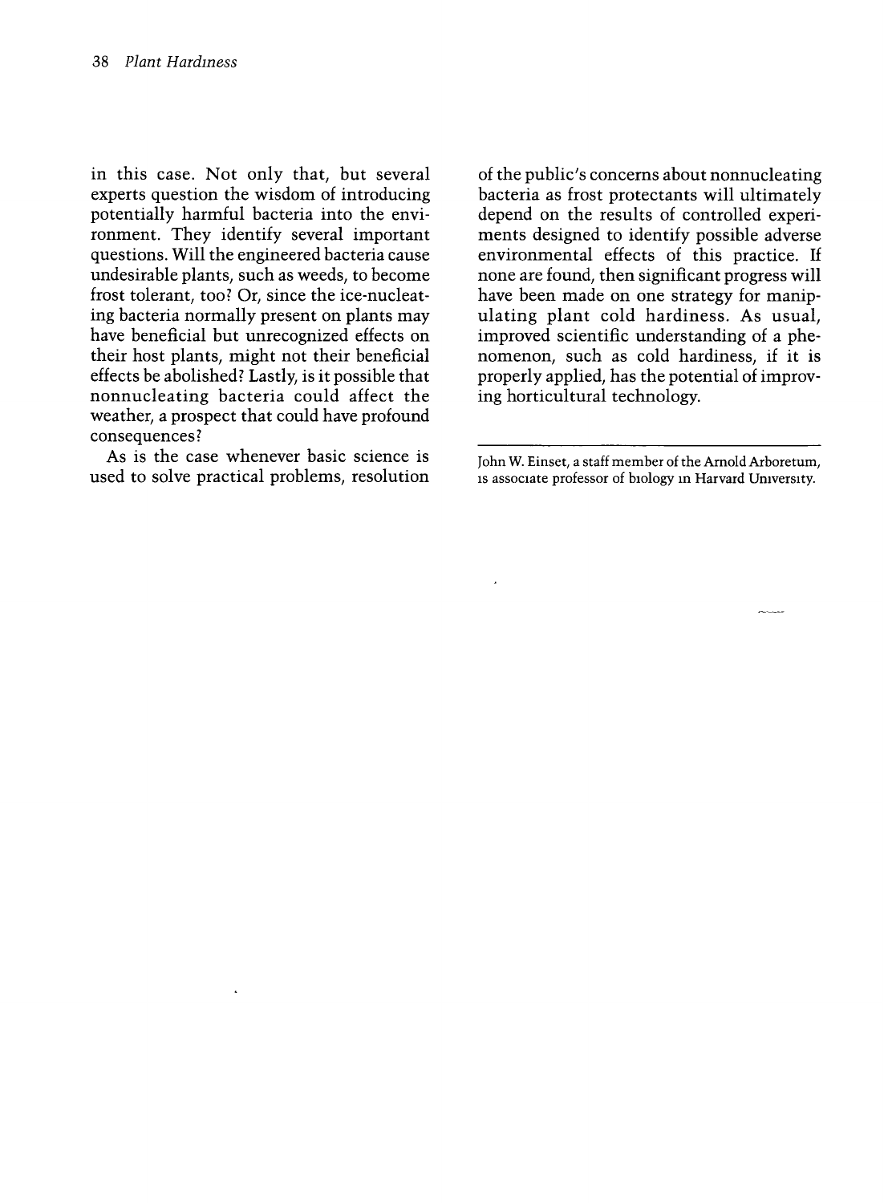in this case. Not only that, but several experts question the wisdom of introducing potentially harmful bacteria into the environment. They identify several important questions. Will the engineered bacteria cause undesirable plants, such as weeds, to become frost tolerant, too? Or, since the ice-nucleating bacteria normally present on plants may have beneficial but unrecognized effects on their host plants, might not their beneficial effects be abolished? Lastly, is it possible that nonnucleating bacteria could affect the weather, a prospect that could have profound consequences?

As is the case whenever basic science is used to solve practical problems, resolution of the public's concerns about nonnucleating bacteria as frost protectants will ultimately depend on the results of controlled experiments designed to identify possible adverse environmental effects of this practice. If none are found, then significant progress will have been made on one strategy for manipulating plant cold hardiness. As usual, improved scientific understanding of a phenomenon, such as cold hardiness, if it is properly applied, has the potential of improving horticultural technology.

---

John W. Einset, a staff member of the Arnold Arboretum, is associate professor of biology in Harvard University.